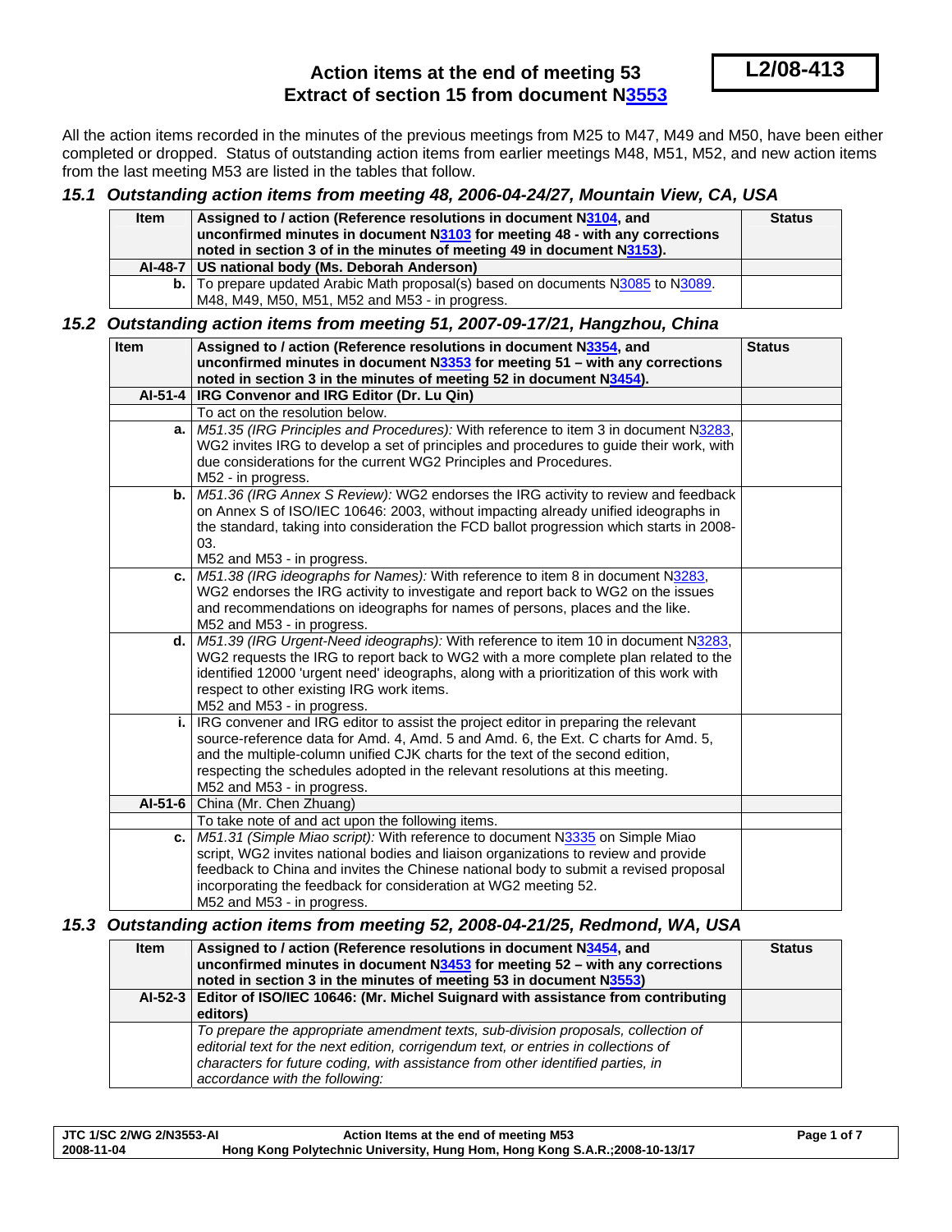L2/08-413

# Action items at the end of meeting 53
## Extract of section 15 from document N3553

All the action items recorded in the minutes of the previous meetings from M25 to M47, M49 and M50, have been either completed or dropped. Status of outstanding action items from earlier meetings M48, M51, M52, and new action items from the last meeting M53 are listed in the tables that follow.

### *15.1 Outstanding action items from meeting 48, 2006-04-24/27, Mountain View, CA, USA*

| Item | Assigned to / action (Reference resolutions in document N3104, and unconfirmed minutes in document N3103 for meeting 48 - with any corrections noted in section 3 of in the minutes of meeting 49 in document N3153). | Status |
|---|---|---|
| **AI-48-7** | **US national body (Ms. Deborah Anderson)** | |
| **b.** | To prepare updated Arabic Math proposal(s) based on documents N3085 to N3089. M48, M49, M50, M51, M52 and M53 - in progress. | |

### *15.2 Outstanding action items from meeting 51, 2007-09-17/21, Hangzhou, China*

| Item | Assigned to / action (Reference resolutions in document N3354, and unconfirmed minutes in document N3353 for meeting 51 – with any corrections noted in section 3 in the minutes of meeting 52 in document N3454). | Status |
|---|---|---|
| **AI-51-4** | **IRG Convenor and IRG Editor (Dr. Lu Qin)** | |
| | To act on the resolution below. | |
| **a.** | *M51.35 (IRG Principles and Procedures):* With reference to item 3 in document N3283, WG2 invites IRG to develop a set of principles and procedures to guide their work, with due considerations for the current WG2 Principles and Procedures. M52 - in progress. | |
| **b.** | *M51.36 (IRG Annex S Review):* WG2 endorses the IRG activity to review and feedback on Annex S of ISO/IEC 10646: 2003, without impacting already unified ideographs in the standard, taking into consideration the FCD ballot progression which starts in 2008-03. M52 and M53 - in progress. | |
| **c.** | *M51.38 (IRG ideographs for Names):* With reference to item 8 in document N3283, WG2 endorses the IRG activity to investigate and report back to WG2 on the issues and recommendations on ideographs for names of persons, places and the like. M52 and M53 - in progress. | |
| **d.** | *M51.39 (IRG Urgent-Need ideographs):* With reference to item 10 in document N3283, WG2 requests the IRG to report back to WG2 with a more complete plan related to the identified 12000 'urgent need' ideographs, along with a prioritization of this work with respect to other existing IRG work items. M52 and M53 - in progress. | |
| **i.** | IRG convener and IRG editor to assist the project editor in preparing the relevant source-reference data for Amd. 4, Amd. 5 and Amd. 6, the Ext. C charts for Amd. 5, and the multiple-column unified CJK charts for the text of the second edition, respecting the schedules adopted in the relevant resolutions at this meeting. M52 and M53 - in progress. | |
| **AI-51-6** | China (Mr. Chen Zhuang) | |
| | To take note of and act upon the following items. | |
| **c.** | *M51.31 (Simple Miao script):* With reference to document N3335 on Simple Miao script, WG2 invites national bodies and liaison organizations to review and provide feedback to China and invites the Chinese national body to submit a revised proposal incorporating the feedback for consideration at WG2 meeting 52. M52 and M53 - in progress. | |

### *15.3 Outstanding action items from meeting 52, 2008-04-21/25, Redmond, WA, USA*

| Item | Assigned to / action (Reference resolutions in document N3454, and unconfirmed minutes in document N3453 for meeting 52 – with any corrections noted in section 3 in the minutes of meeting 53 in document N3553) | Status |
|---|---|---|
| **AI-52-3** | **Editor of ISO/IEC 10646: (Mr. Michel Suignard with assistance from contributing editors)** | |
| | *To prepare the appropriate amendment texts, sub-division proposals, collection of editorial text for the next edition, corrigendum text, or entries in collections of characters for future coding, with assistance from other identified parties, in accordance with the following:* | |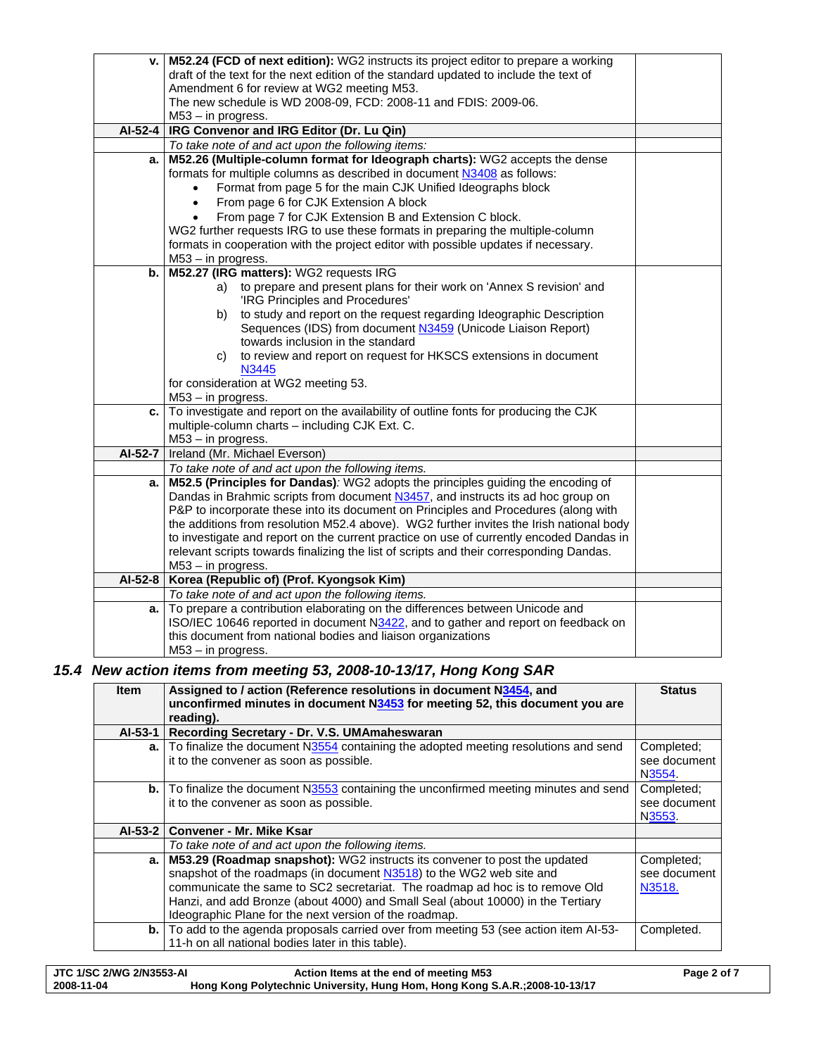| | | |
|---|---|---|
| **v.** | **M52.24 (FCD of next edition):** WG2 instructs its project editor to prepare a working draft of the text for the next edition of the standard updated to include the text of Amendment 6 for review at WG2 meeting M53.<br>The new schedule is WD 2008-09, FCD: 2008-11 and FDIS: 2009-06.<br>M53 – in progress. | |
| **AI-52-4** | **IRG Convenor and IRG Editor (Dr. Lu Qin)** | |
| | *To take note of and act upon the following items:* | |
| **a.** | **M52.26 (Multiple-column format for Ideograph charts):** WG2 accepts the dense formats for multiple columns as described in document N3408 as follows:<br>• Format from page 5 for the main CJK Unified Ideographs block<br>• From page 6 for CJK Extension A block<br>• From page 7 for CJK Extension B and Extension C block.<br>WG2 further requests IRG to use these formats in preparing the multiple-column formats in cooperation with the project editor with possible updates if necessary.<br>M53 – in progress. | |
| **b.** | **M52.27 (IRG matters):** WG2 requests IRG<br>a) to prepare and present plans for their work on 'Annex S revision' and 'IRG Principles and Procedures'<br>b) to study and report on the request regarding Ideographic Description Sequences (IDS) from document N3459 (Unicode Liaison Report) towards inclusion in the standard<br>c) to review and report on request for HKSCS extensions in document N3445<br>for consideration at WG2 meeting 53.<br>M53 – in progress. | |
| **c.** | To investigate and report on the availability of outline fonts for producing the CJK multiple-column charts – including CJK Ext. C.<br>M53 – in progress. | |
| **AI-52-7** | Ireland (Mr. Michael Everson) | |
| | *To take note of and act upon the following items.* | |
| **a.** | **M52.5 (Principles for Dandas)***:* WG2 adopts the principles guiding the encoding of Dandas in Brahmic scripts from document N3457, and instructs its ad hoc group on P&P to incorporate these into its document on Principles and Procedures (along with the additions from resolution M52.4 above). WG2 further invites the Irish national body to investigate and report on the current practice on use of currently encoded Dandas in relevant scripts towards finalizing the list of scripts and their corresponding Dandas.<br>M53 – in progress. | |
| **AI-52-8** | **Korea (Republic of) (Prof. Kyongsok Kim)** | |
| | *To take note of and act upon the following items.* | |
| **a.** | To prepare a contribution elaborating on the differences between Unicode and ISO/IEC 10646 reported in document N3422, and to gather and report on feedback on this document from national bodies and liaison organizations<br>M53 – in progress. | |

### *15.4 New action items from meeting 53, 2008-10-13/17, Hong Kong SAR*

| Item | Assigned to / action (Reference resolutions in document N3454, and unconfirmed minutes in document N3453 for meeting 52, this document you are reading). | Status |
|---|---|---|
| **AI-53-1** | **Recording Secretary - Dr. V.S. UMAmaheswaran** | |
| **a.** | To finalize the document N3554 containing the adopted meeting resolutions and send it to the convener as soon as possible. | Completed; see document N3554. |
| **b.** | To finalize the document N3553 containing the unconfirmed meeting minutes and send it to the convener as soon as possible. | Completed; see document N3553. |
| **AI-53-2** | **Convener - Mr. Mike Ksar** | |
| | *To take note of and act upon the following items.* | |
| **a.** | **M53.29 (Roadmap snapshot):** WG2 instructs its convener to post the updated snapshot of the roadmaps (in document N3518) to the WG2 web site and communicate the same to SC2 secretariat. The roadmap ad hoc is to remove Old Hanzi, and add Bronze (about 4000) and Small Seal (about 10000) in the Tertiary Ideographic Plane for the next version of the roadmap. | Completed; see document N3518. |
| **b.** | To add to the agenda proposals carried over from meeting 53 (see action item AI-53-11-h on all national bodies later in this table). | Completed. |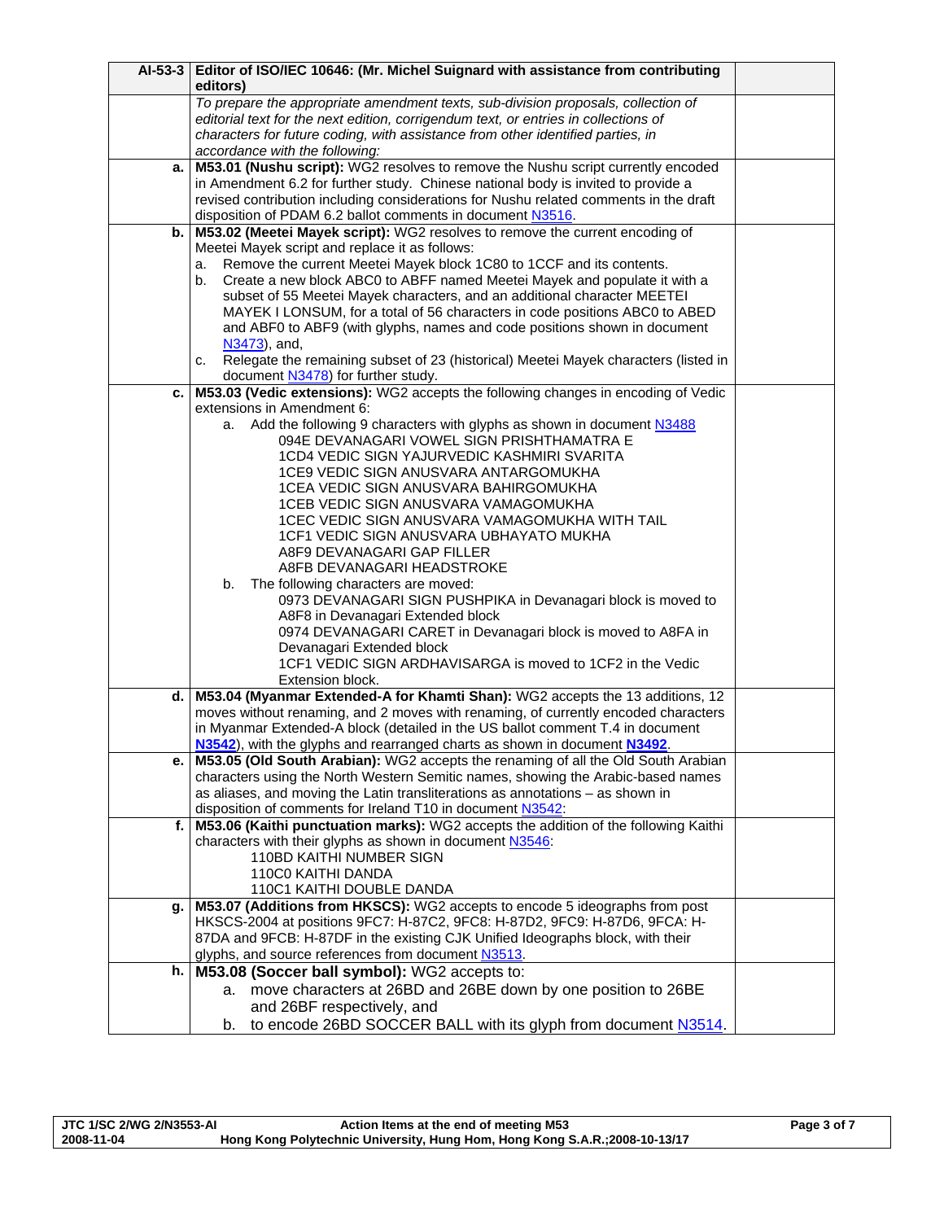| AI-53-3 | Editor of ISO/IEC 10646: (Mr. Michel Suignard with assistance from contributing editors) | |
|---|---|---|
| | *To prepare the appropriate amendment texts, sub-division proposals, collection of editorial text for the next edition, corrigendum text, or entries in collections of characters for future coding, with assistance from other identified parties, in accordance with the following:* | |
| **a.** | **M53.01 (Nushu script):** WG2 resolves to remove the Nushu script currently encoded in Amendment 6.2 for further study. Chinese national body is invited to provide a revised contribution including considerations for Nushu related comments in the draft disposition of PDAM 6.2 ballot comments in document N3516. | |
| **b.** | **M53.02 (Meetei Mayek script):** WG2 resolves to remove the current encoding of Meetei Mayek script and replace it as follows:<br>a. Remove the current Meetei Mayek block 1C80 to 1CCF and its contents.<br>b. Create a new block ABC0 to ABFF named Meetei Mayek and populate it with a subset of 55 Meetei Mayek characters, and an additional character MEETEI MAYEK I LONSUM, for a total of 56 characters in code positions ABC0 to ABED and ABF0 to ABF9 (with glyphs, names and code positions shown in document N3473), and,<br>c. Relegate the remaining subset of 23 (historical) Meetei Mayek characters (listed in document N3478) for further study. | |
| **c.** | **M53.03 (Vedic extensions):** WG2 accepts the following changes in encoding of Vedic extensions in Amendment 6:<br>a. Add the following 9 characters with glyphs as shown in document N3488<br>094E DEVANAGARI VOWEL SIGN PRISHTHAMATRA E<br>1CD4 VEDIC SIGN YAJURVEDIC KASHMIRI SVARITA<br>1CE9 VEDIC SIGN ANUSVARA ANTARGOMUKHA<br>1CEA VEDIC SIGN ANUSVARA BAHIRGOMUKHA<br>1CEB VEDIC SIGN ANUSVARA VAMAGOMUKHA<br>1CEC VEDIC SIGN ANUSVARA VAMAGOMUKHA WITH TAIL<br>1CF1 VEDIC SIGN ANUSVARA UBHAYATO MUKHA<br>A8F9 DEVANAGARI GAP FILLER<br>A8FB DEVANAGARI HEADSTROKE<br>b. The following characters are moved:<br>0973 DEVANAGARI SIGN PUSHPIKA in Devanagari block is moved to A8F8 in Devanagari Extended block<br>0974 DEVANAGARI CARET in Devanagari block is moved to A8FA in Devanagari Extended block<br>1CF1 VEDIC SIGN ARDHAVISARGA is moved to 1CF2 in the Vedic Extension block. | |
| **d.** | **M53.04 (Myanmar Extended-A for Khamti Shan):** WG2 accepts the 13 additions, 12 moves without renaming, and 2 moves with renaming, of currently encoded characters in Myanmar Extended-A block (detailed in the US ballot comment T.4 in document **N3542**), with the glyphs and rearranged charts as shown in document **N3492**. | |
| **e.** | **M53.05 (Old South Arabian):** WG2 accepts the renaming of all the Old South Arabian characters using the North Western Semitic names, showing the Arabic-based names as aliases, and moving the Latin transliterations as annotations – as shown in disposition of comments for Ireland T10 in document N3542: | |
| **f.** | **M53.06 (Kaithi punctuation marks):** WG2 accepts the addition of the following Kaithi characters with their glyphs as shown in document N3546:<br>110BD KAITHI NUMBER SIGN<br>110C0 KAITHI DANDA<br>110C1 KAITHI DOUBLE DANDA | |
| **g.** | **M53.07 (Additions from HKSCS):** WG2 accepts to encode 5 ideographs from post HKSCS-2004 at positions 9FC7: H-87C2, 9FC8: H-87D2, 9FC9: H-87D6, 9FCA: H-87DA and 9FCB: H-87DF in the existing CJK Unified Ideographs block, with their glyphs, and source references from document N3513. | |
| **h.** | **M53.08 (Soccer ball symbol):** WG2 accepts to:<br>a. move characters at 26BD and 26BE down by one position to 26BE and 26BF respectively, and<br>b. to encode 26BD SOCCER BALL with its glyph from document N3514. | |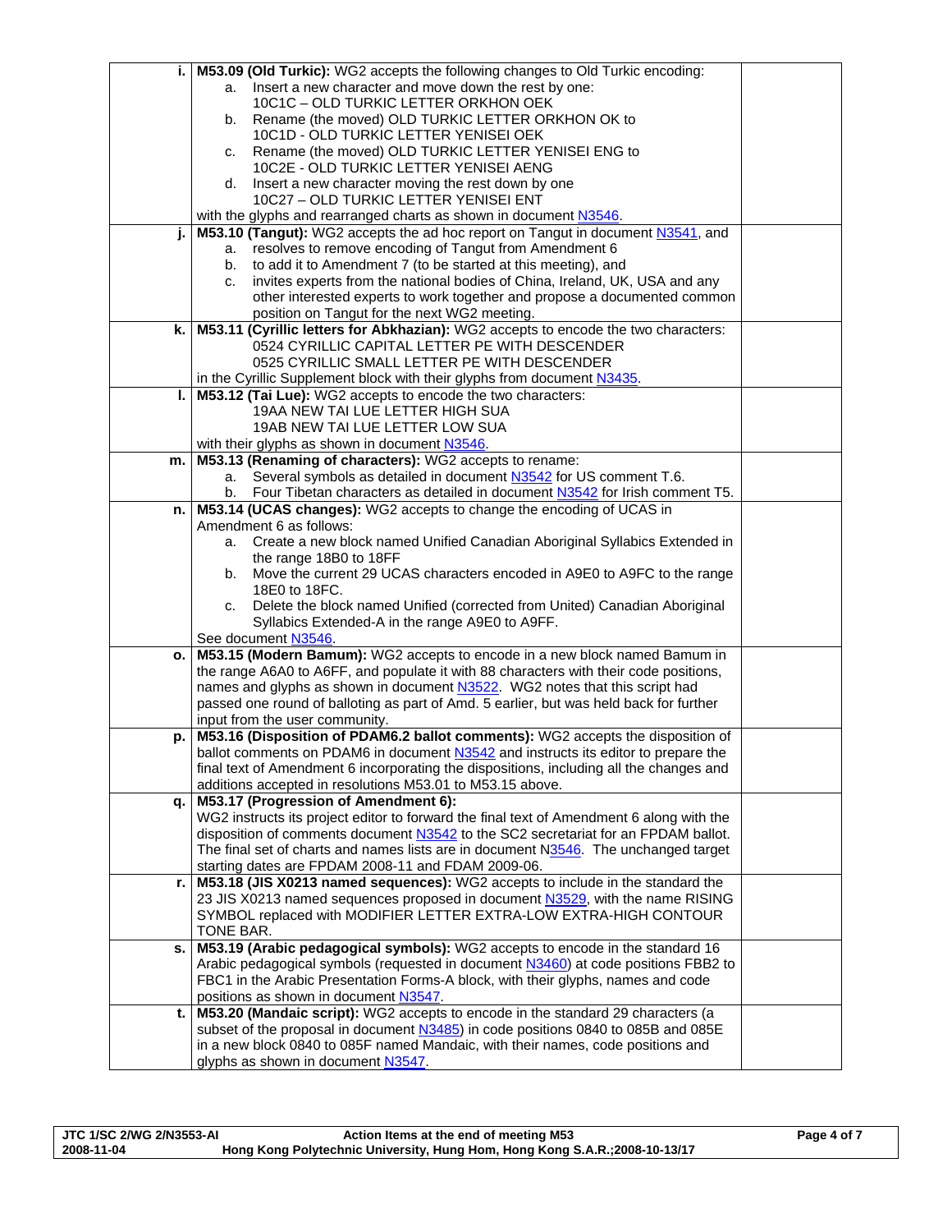| | | |
|---|---|---|
| i. | **M53.09 (Old Turkic):** WG2 accepts the following changes to Old Turkic encoding:<br>a. Insert a new character and move down the rest by one:<br>10C1C – OLD TURKIC LETTER ORKHON OEK<br>b. Rename (the moved) OLD TURKIC LETTER ORKHON OK to<br>10C1D - OLD TURKIC LETTER YENISEI OEK<br>c. Rename (the moved) OLD TURKIC LETTER YENISEI ENG to<br>10C2E - OLD TURKIC LETTER YENISEI AENG<br>d. Insert a new character moving the rest down by one<br>10C27 – OLD TURKIC LETTER YENISEI ENT<br>with the glyphs and rearranged charts as shown in document N3546. | |
| j. | **M53.10 (Tangut):** WG2 accepts the ad hoc report on Tangut in document N3541, and<br>a. resolves to remove encoding of Tangut from Amendment 6<br>b. to add it to Amendment 7 (to be started at this meeting), and<br>c. invites experts from the national bodies of China, Ireland, UK, USA and any other interested experts to work together and propose a documented common position on Tangut for the next WG2 meeting. | |
| k. | **M53.11 (Cyrillic letters for Abkhazian):** WG2 accepts to encode the two characters:<br>0524 CYRILLIC CAPITAL LETTER PE WITH DESCENDER<br>0525 CYRILLIC SMALL LETTER PE WITH DESCENDER<br>in the Cyrillic Supplement block with their glyphs from document N3435. | |
| l. | **M53.12 (Tai Lue):** WG2 accepts to encode the two characters:<br>19AA NEW TAI LUE LETTER HIGH SUA<br>19AB NEW TAI LUE LETTER LOW SUA<br>with their glyphs as shown in document N3546. | |
| m. | **M53.13 (Renaming of characters):** WG2 accepts to rename:<br>a. Several symbols as detailed in document N3542 for US comment T.6.<br>b. Four Tibetan characters as detailed in document N3542 for Irish comment T5. | |
| n. | **M53.14 (UCAS changes):** WG2 accepts to change the encoding of UCAS in Amendment 6 as follows:<br>a. Create a new block named Unified Canadian Aboriginal Syllabics Extended in the range 18B0 to 18FF<br>b. Move the current 29 UCAS characters encoded in A9E0 to A9FC to the range 18E0 to 18FC.<br>c. Delete the block named Unified (corrected from United) Canadian Aboriginal Syllabics Extended-A in the range A9E0 to A9FF.<br>See document N3546. | |
| o. | **M53.15 (Modern Bamum):** WG2 accepts to encode in a new block named Bamum in the range A6A0 to A6FF, and populate it with 88 characters with their code positions, names and glyphs as shown in document N3522. WG2 notes that this script had passed one round of balloting as part of Amd. 5 earlier, but was held back for further input from the user community. | |
| p. | **M53.16 (Disposition of PDAM6.2 ballot comments):** WG2 accepts the disposition of ballot comments on PDAM6 in document N3542 and instructs its editor to prepare the final text of Amendment 6 incorporating the dispositions, including all the changes and additions accepted in resolutions M53.01 to M53.15 above. | |
| q. | **M53.17 (Progression of Amendment 6):**<br>WG2 instructs its project editor to forward the final text of Amendment 6 along with the disposition of comments document N3542 to the SC2 secretariat for an FPDAM ballot. The final set of charts and names lists are in document N3546. The unchanged target starting dates are FPDAM 2008-11 and FDAM 2009-06. | |
| r. | **M53.18 (JIS X0213 named sequences):** WG2 accepts to include in the standard the 23 JIS X0213 named sequences proposed in document N3529, with the name RISING SYMBOL replaced with MODIFIER LETTER EXTRA-LOW EXTRA-HIGH CONTOUR TONE BAR. | |
| s. | **M53.19 (Arabic pedagogical symbols):** WG2 accepts to encode in the standard 16 Arabic pedagogical symbols (requested in document N3460) at code positions FBB2 to FBC1 in the Arabic Presentation Forms-A block, with their glyphs, names and code positions as shown in document N3547. | |
| t. | **M53.20 (Mandaic script):** WG2 accepts to encode in the standard 29 characters (a subset of the proposal in document N3485) in code positions 0840 to 085B and 085E in a new block 0840 to 085F named Mandaic, with their names, code positions and glyphs as shown in document N3547. | |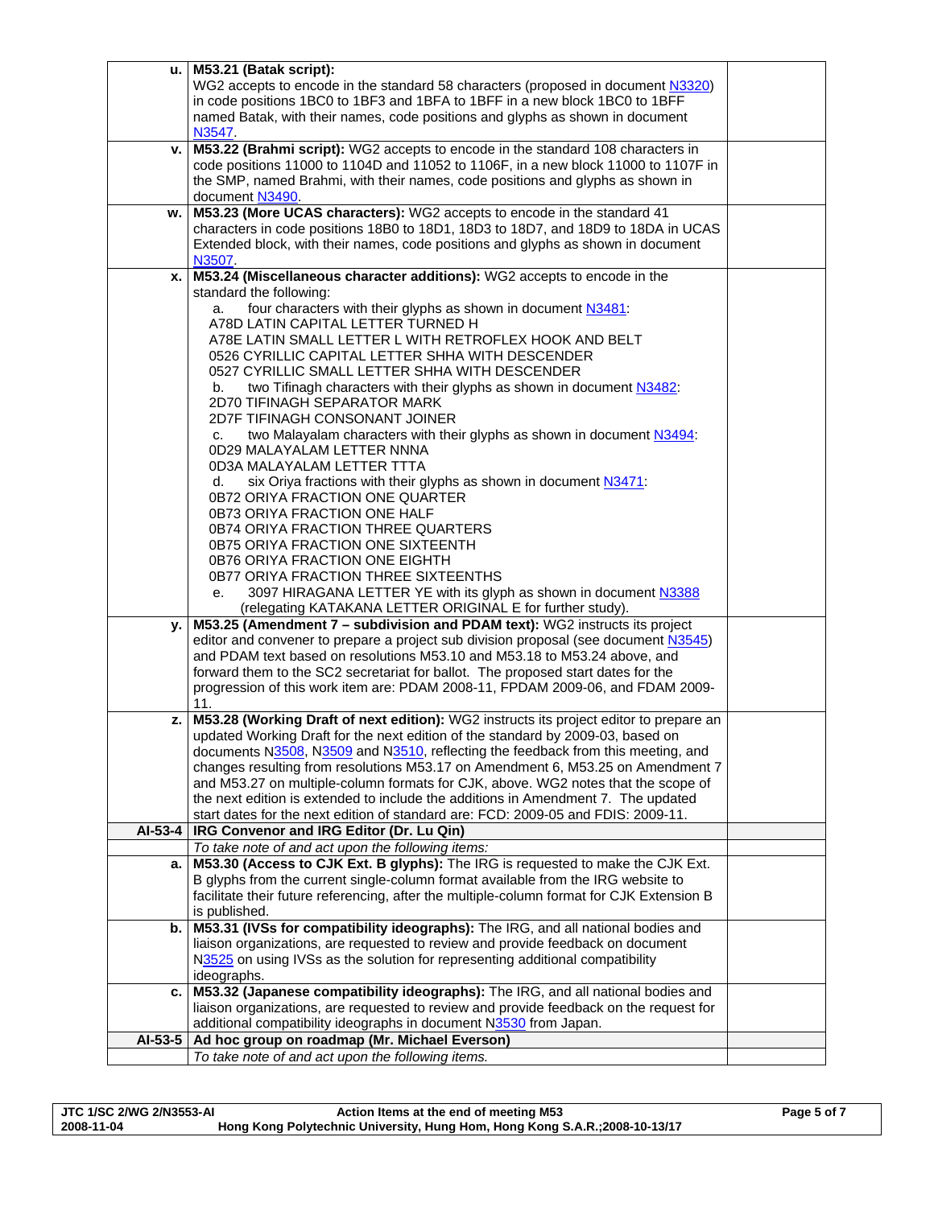| | | |
|---|---|---|
| **u.** | **M53.21 (Batak script):** WG2 accepts to encode in the standard 58 characters (proposed in document N3320) in code positions 1BC0 to 1BF3 and 1BFA to 1BFF in a new block 1BC0 to 1BFF named Batak, with their names, code positions and glyphs as shown in document N3547. | |
| **v.** | **M53.22 (Brahmi script):** WG2 accepts to encode in the standard 108 characters in code positions 11000 to 1104D and 11052 to 1106F, in a new block 11000 to 1107F in the SMP, named Brahmi, with their names, code positions and glyphs as shown in document N3490. | |
| **w.** | **M53.23 (More UCAS characters):** WG2 accepts to encode in the standard 41 characters in code positions 18B0 to 18D1, 18D3 to 18D7, and 18D9 to 18DA in UCAS Extended block, with their names, code positions and glyphs as shown in document N3507. | |
| **x.** | **M53.24 (Miscellaneous character additions):** WG2 accepts to encode in the standard the following:<br>a. four characters with their glyphs as shown in document N3481:<br>A78D LATIN CAPITAL LETTER TURNED H<br>A78E LATIN SMALL LETTER L WITH RETROFLEX HOOK AND BELT<br>0526 CYRILLIC CAPITAL LETTER SHHA WITH DESCENDER<br>0527 CYRILLIC SMALL LETTER SHHA WITH DESCENDER<br>b. two Tifinagh characters with their glyphs as shown in document N3482:<br>2D70 TIFINAGH SEPARATOR MARK<br>2D7F TIFINAGH CONSONANT JOINER<br>c. two Malayalam characters with their glyphs as shown in document N3494:<br>0D29 MALAYALAM LETTER NNNA<br>0D3A MALAYALAM LETTER TTTA<br>d. six Oriya fractions with their glyphs as shown in document N3471:<br>0B72 ORIYA FRACTION ONE QUARTER<br>0B73 ORIYA FRACTION ONE HALF<br>0B74 ORIYA FRACTION THREE QUARTERS<br>0B75 ORIYA FRACTION ONE SIXTEENTH<br>0B76 ORIYA FRACTION ONE EIGHTH<br>0B77 ORIYA FRACTION THREE SIXTEENTHS<br>e. 3097 HIRAGANA LETTER YE with its glyph as shown in document N3388 (relegating KATAKANA LETTER ORIGINAL E for further study). | |
| **y.** | **M53.25 (Amendment 7 – subdivision and PDAM text):** WG2 instructs its project editor and convener to prepare a project sub division proposal (see document N3545) and PDAM text based on resolutions M53.10 and M53.18 to M53.24 above, and forward them to the SC2 secretariat for ballot. The proposed start dates for the progression of this work item are: PDAM 2008-11, FPDAM 2009-06, and FDAM 2009-11. | |
| **z.** | **M53.28 (Working Draft of next edition):** WG2 instructs its project editor to prepare an updated Working Draft for the next edition of the standard by 2009-03, based on documents N3508, N3509 and N3510, reflecting the feedback from this meeting, and changes resulting from resolutions M53.17 on Amendment 6, M53.25 on Amendment 7 and M53.27 on multiple-column formats for CJK, above. WG2 notes that the scope of the next edition is extended to include the additions in Amendment 7. The updated start dates for the next edition of standard are: FCD: 2009-05 and FDIS: 2009-11. | |
| **AI-53-4** | **IRG Convenor and IRG Editor (Dr. Lu Qin)** | |
| | *To take note of and act upon the following items:* | |
| **a.** | **M53.30 (Access to CJK Ext. B glyphs):** The IRG is requested to make the CJK Ext. B glyphs from the current single-column format available from the IRG website to facilitate their future referencing, after the multiple-column format for CJK Extension B is published. | |
| **b.** | **M53.31 (IVSs for compatibility ideographs):** The IRG, and all national bodies and liaison organizations, are requested to review and provide feedback on document N3525 on using IVSs as the solution for representing additional compatibility ideographs. | |
| **c.** | **M53.32 (Japanese compatibility ideographs):** The IRG, and all national bodies and liaison organizations, are requested to review and provide feedback on the request for additional compatibility ideographs in document N3530 from Japan. | |
| **AI-53-5** | **Ad hoc group on roadmap (Mr. Michael Everson)** | |
| | *To take note of and act upon the following items.* | |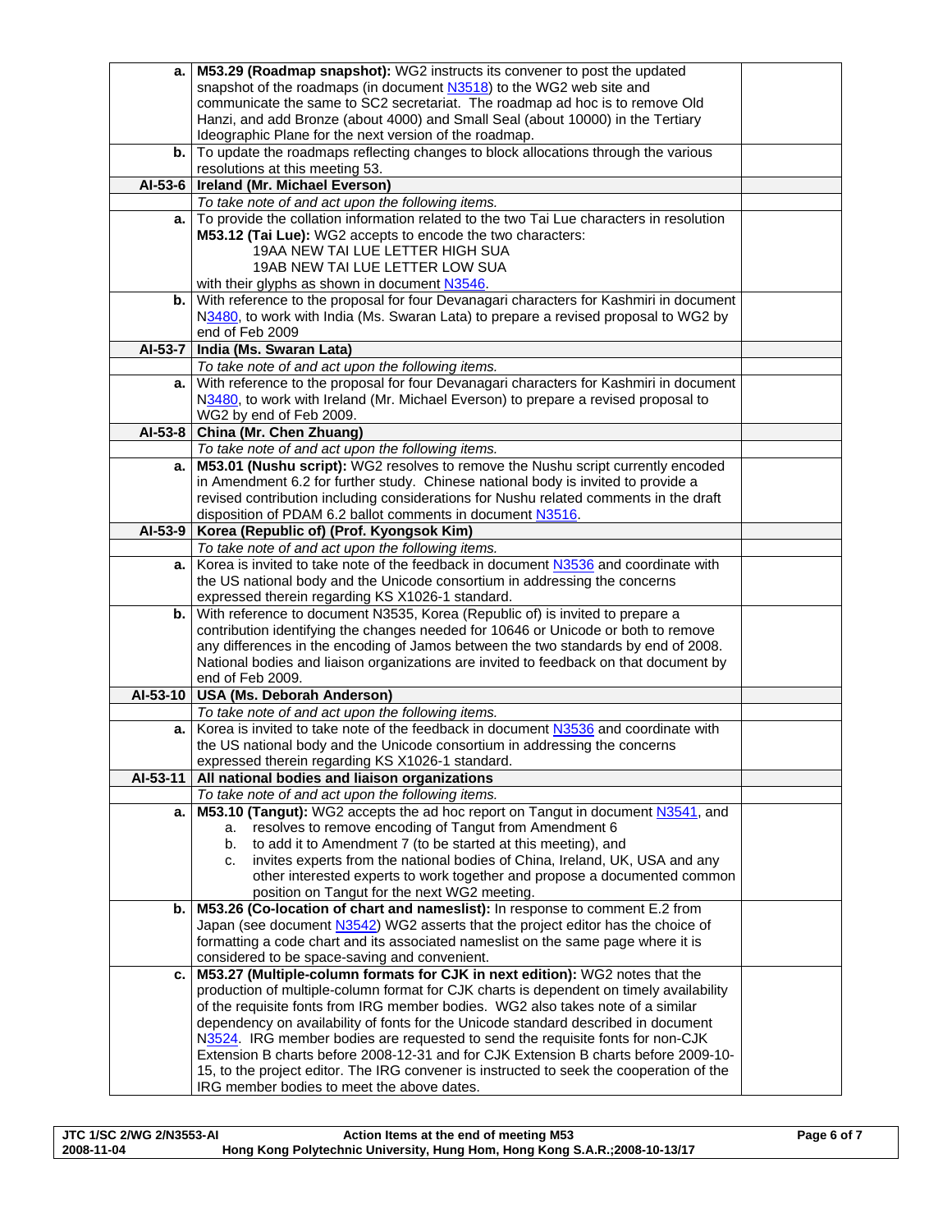| | | |
|---|---|---|
| **a.** | **M53.29 (Roadmap snapshot):** WG2 instructs its convener to post the updated snapshot of the roadmaps (in document N3518) to the WG2 web site and communicate the same to SC2 secretariat. The roadmap ad hoc is to remove Old Hanzi, and add Bronze (about 4000) and Small Seal (about 10000) in the Tertiary Ideographic Plane for the next version of the roadmap. | |
| **b.** | To update the roadmaps reflecting changes to block allocations through the various resolutions at this meeting 53. | |
| **AI-53-6** | **Ireland (Mr. Michael Everson)** | |
| | *To take note of and act upon the following items.* | |
| **a.** | To provide the collation information related to the two Tai Lue characters in resolution **M53.12 (Tai Lue):** WG2 accepts to encode the two characters:<br>19AA NEW TAI LUE LETTER HIGH SUA<br>19AB NEW TAI LUE LETTER LOW SUA<br>with their glyphs as shown in document N3546. | |
| **b.** | With reference to the proposal for four Devanagari characters for Kashmiri in document N3480, to work with India (Ms. Swaran Lata) to prepare a revised proposal to WG2 by end of Feb 2009 | |
| **AI-53-7** | **India (Ms. Swaran Lata)** | |
| | *To take note of and act upon the following items.* | |
| **a.** | With reference to the proposal for four Devanagari characters for Kashmiri in document N3480, to work with Ireland (Mr. Michael Everson) to prepare a revised proposal to WG2 by end of Feb 2009. | |
| **AI-53-8** | **China (Mr. Chen Zhuang)** | |
| | *To take note of and act upon the following items.* | |
| **a.** | **M53.01 (Nushu script):** WG2 resolves to remove the Nushu script currently encoded in Amendment 6.2 for further study. Chinese national body is invited to provide a revised contribution including considerations for Nushu related comments in the draft disposition of PDAM 6.2 ballot comments in document N3516. | |
| **AI-53-9** | **Korea (Republic of) (Prof. Kyongsok Kim)** | |
| | *To take note of and act upon the following items.* | |
| **a.** | Korea is invited to take note of the feedback in document N3536 and coordinate with the US national body and the Unicode consortium in addressing the concerns expressed therein regarding KS X1026-1 standard. | |
| **b.** | With reference to document N3535, Korea (Republic of) is invited to prepare a contribution identifying the changes needed for 10646 or Unicode or both to remove any differences in the encoding of Jamos between the two standards by end of 2008. National bodies and liaison organizations are invited to feedback on that document by end of Feb 2009. | |
| **AI-53-10** | **USA (Ms. Deborah Anderson)** | |
| | *To take note of and act upon the following items.* | |
| **a.** | Korea is invited to take note of the feedback in document N3536 and coordinate with the US national body and the Unicode consortium in addressing the concerns expressed therein regarding KS X1026-1 standard. | |
| **AI-53-11** | **All national bodies and liaison organizations** | |
| | *To take note of and act upon the following items.* | |
| **a.** | **M53.10 (Tangut):** WG2 accepts the ad hoc report on Tangut in document N3541, and<br>a. resolves to remove encoding of Tangut from Amendment 6<br>b. to add it to Amendment 7 (to be started at this meeting), and<br>c. invites experts from the national bodies of China, Ireland, UK, USA and any other interested experts to work together and propose a documented common position on Tangut for the next WG2 meeting. | |
| **b.** | **M53.26 (Co-location of chart and nameslist):** In response to comment E.2 from Japan (see document N3542) WG2 asserts that the project editor has the choice of formatting a code chart and its associated nameslist on the same page where it is considered to be space-saving and convenient. | |
| **c.** | **M53.27 (Multiple-column formats for CJK in next edition):** WG2 notes that the production of multiple-column format for CJK charts is dependent on timely availability of the requisite fonts from IRG member bodies. WG2 also takes note of a similar dependency on availability of fonts for the Unicode standard described in document N3524. IRG member bodies are requested to send the requisite fonts for non-CJK Extension B charts before 2008-12-31 and for CJK Extension B charts before 2009-10-15, to the project editor. The IRG convener is instructed to seek the cooperation of the IRG member bodies to meet the above dates. | |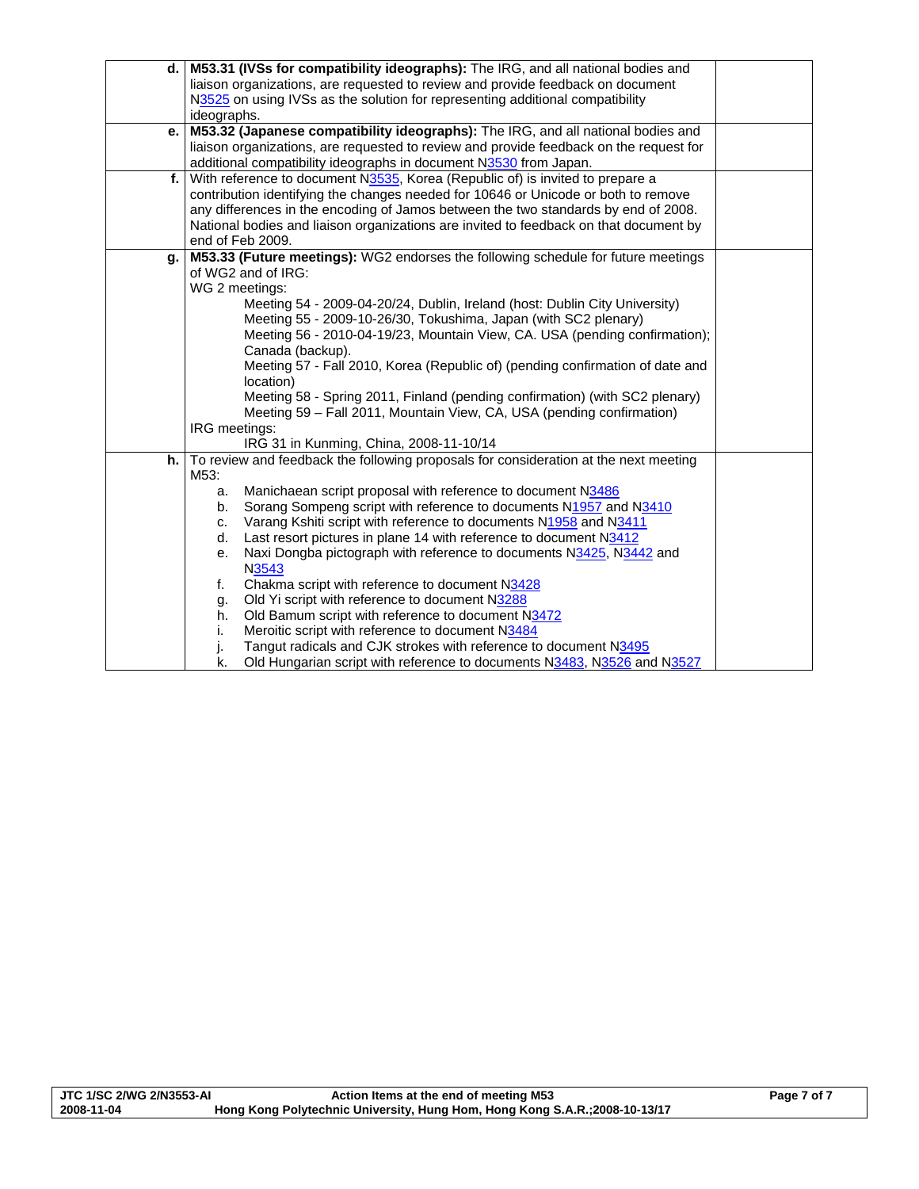| | | |
|---|---|---|
| d. | **M53.31 (IVSs for compatibility ideographs):** The IRG, and all national bodies and liaison organizations, are requested to review and provide feedback on document N3525 on using IVSs as the solution for representing additional compatibility ideographs. | |
| e. | **M53.32 (Japanese compatibility ideographs):** The IRG, and all national bodies and liaison organizations, are requested to review and provide feedback on the request for additional compatibility ideographs in document N3530 from Japan. | |
| f. | With reference to document N3535, Korea (Republic of) is invited to prepare a contribution identifying the changes needed for 10646 or Unicode or both to remove any differences in the encoding of Jamos between the two standards by end of 2008. National bodies and liaison organizations are invited to feedback on that document by end of Feb 2009. | |
| g. | **M53.33 (Future meetings):** WG2 endorses the following schedule for future meetings of WG2 and of IRG:<br>WG 2 meetings:<br>Meeting 54 - 2009-04-20/24, Dublin, Ireland (host: Dublin City University)<br>Meeting 55 - 2009-10-26/30, Tokushima, Japan (with SC2 plenary)<br>Meeting 56 - 2010-04-19/23, Mountain View, CA. USA (pending confirmation); Canada (backup).<br>Meeting 57 - Fall 2010, Korea (Republic of) (pending confirmation of date and location)<br>Meeting 58 - Spring 2011, Finland (pending confirmation) (with SC2 plenary)<br>Meeting 59 – Fall 2011, Mountain View, CA, USA (pending confirmation)<br>IRG meetings:<br>IRG 31 in Kunming, China, 2008-11-10/14 | |
| h. | To review and feedback the following proposals for consideration at the next meeting M53:<br>a. Manichaean script proposal with reference to document N3486<br>b. Sorang Sompeng script with reference to documents N1957 and N3410<br>c. Varang Kshiti script with reference to documents N1958 and N3411<br>d. Last resort pictures in plane 14 with reference to document N3412<br>e. Naxi Dongba pictograph with reference to documents N3425, N3442 and N3543<br>f. Chakma script with reference to document N3428<br>g. Old Yi script with reference to document N3288<br>h. Old Bamum script with reference to document N3472<br>i. Meroitic script with reference to document N3484<br>j. Tangut radicals and CJK strokes with reference to document N3495<br>k. Old Hungarian script with reference to documents N3483, N3526 and N3527 | |